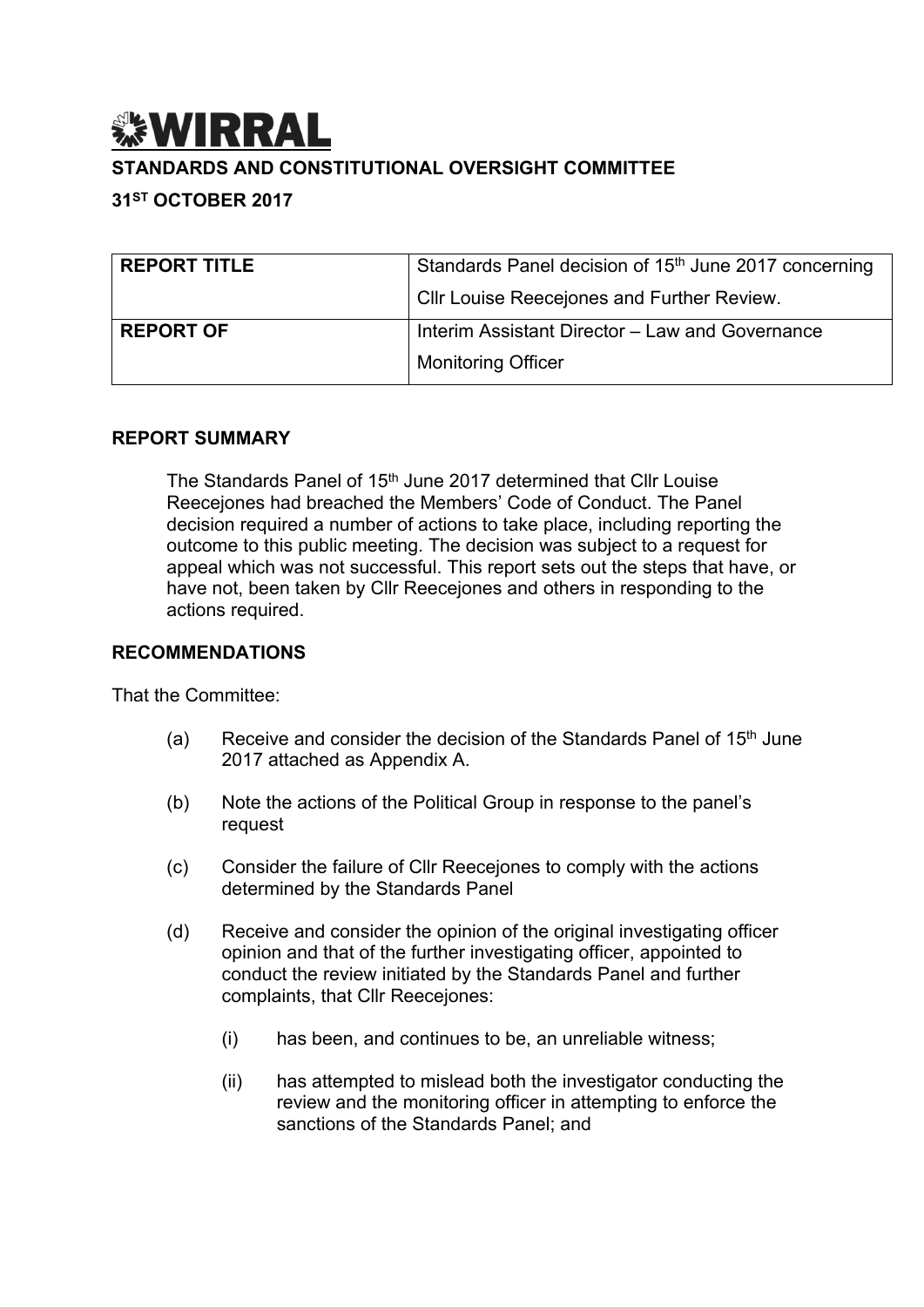# WIRRAL

**STANDARDS AND CONSTITUTIONAL OVERSIGHT COMMITTEE**

**31ST OCTOBER 2017**

| **REPORT TITLE** | Standards Panel decision of 15th June 2017 concerning Cllr Louise Reecejones and Further Review. |
|---|---|
| **REPORT OF** | Interim Assistant Director – Law and Governance Monitoring Officer |

## REPORT SUMMARY

The Standards Panel of 15th June 2017 determined that Cllr Louise Reecejones had breached the Members' Code of Conduct. The Panel decision required a number of actions to take place, including reporting the outcome to this public meeting. The decision was subject to a request for appeal which was not successful. This report sets out the steps that have, or have not, been taken by Cllr Reecejones and others in responding to the actions required.

## RECOMMENDATIONS

That the Committee:

(a) Receive and consider the decision of the Standards Panel of 15th June 2017 attached as Appendix A.

(b) Note the actions of the Political Group in response to the panel's request

(c) Consider the failure of Cllr Reecejones to comply with the actions determined by the Standards Panel

(d) Receive and consider the opinion of the original investigating officer opinion and that of the further investigating officer, appointed to conduct the review initiated by the Standards Panel and further complaints, that Cllr Reecejones:

   (i) has been, and continues to be, an unreliable witness;

   (ii) has attempted to mislead both the investigator conducting the review and the monitoring officer in attempting to enforce the sanctions of the Standards Panel; and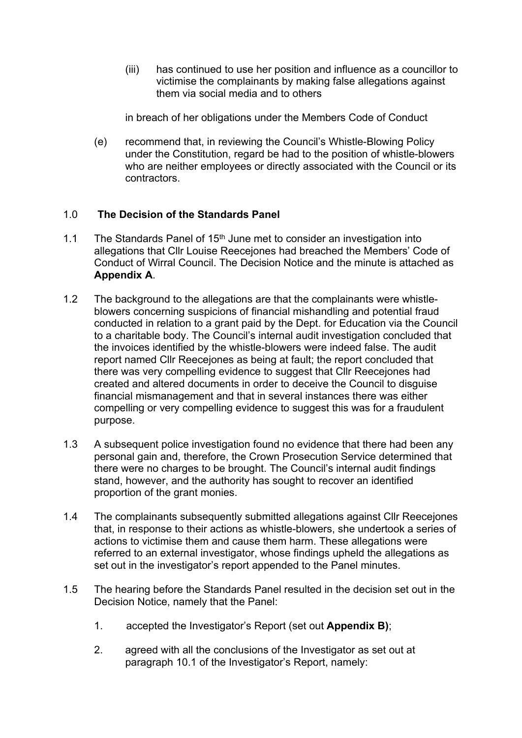(iii) has continued to use her position and influence as a councillor to victimise the complainants by making false allegations against them via social media and to others

in breach of her obligations under the Members Code of Conduct

(e) recommend that, in reviewing the Council's Whistle-Blowing Policy under the Constitution, regard be had to the position of whistle-blowers who are neither employees or directly associated with the Council or its contractors.

## 1.0 The Decision of the Standards Panel

1.1 The Standards Panel of 15th June met to consider an investigation into allegations that Cllr Louise Reecejones had breached the Members' Code of Conduct of Wirral Council. The Decision Notice and the minute is attached as **Appendix A**.

1.2 The background to the allegations are that the complainants were whistle-blowers concerning suspicions of financial mishandling and potential fraud conducted in relation to a grant paid by the Dept. for Education via the Council to a charitable body. The Council's internal audit investigation concluded that the invoices identified by the whistle-blowers were indeed false. The audit report named Cllr Reecejones as being at fault; the report concluded that there was very compelling evidence to suggest that Cllr Reecejones had created and altered documents in order to deceive the Council to disguise financial mismanagement and that in several instances there was either compelling or very compelling evidence to suggest this was for a fraudulent purpose.

1.3 A subsequent police investigation found no evidence that there had been any personal gain and, therefore, the Crown Prosecution Service determined that there were no charges to be brought. The Council's internal audit findings stand, however, and the authority has sought to recover an identified proportion of the grant monies.

1.4 The complainants subsequently submitted allegations against Cllr Reecejones that, in response to their actions as whistle-blowers, she undertook a series of actions to victimise them and cause them harm. These allegations were referred to an external investigator, whose findings upheld the allegations as set out in the investigator's report appended to the Panel minutes.

1.5 The hearing before the Standards Panel resulted in the decision set out in the Decision Notice, namely that the Panel:

1. accepted the Investigator's Report (set out **Appendix B)**;

2. agreed with all the conclusions of the Investigator as set out at paragraph 10.1 of the Investigator's Report, namely: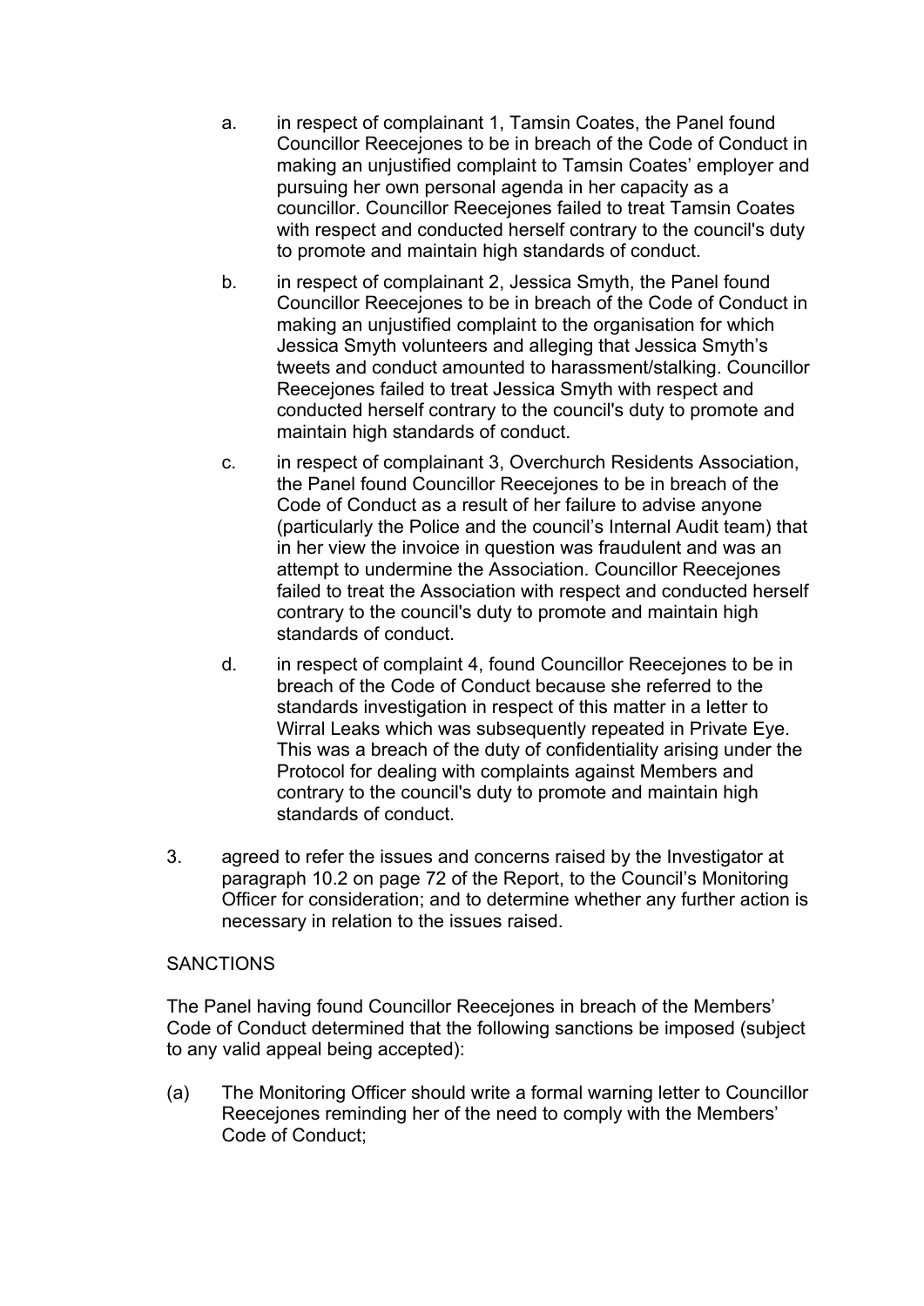a. in respect of complainant 1, Tamsin Coates, the Panel found Councillor Reecejones to be in breach of the Code of Conduct in making an unjustified complaint to Tamsin Coates' employer and pursuing her own personal agenda in her capacity as a councillor. Councillor Reecejones failed to treat Tamsin Coates with respect and conducted herself contrary to the council's duty to promote and maintain high standards of conduct.

b. in respect of complainant 2, Jessica Smyth, the Panel found Councillor Reecejones to be in breach of the Code of Conduct in making an unjustified complaint to the organisation for which Jessica Smyth volunteers and alleging that Jessica Smyth's tweets and conduct amounted to harassment/stalking. Councillor Reecejones failed to treat Jessica Smyth with respect and conducted herself contrary to the council's duty to promote and maintain high standards of conduct.

c. in respect of complainant 3, Overchurch Residents Association, the Panel found Councillor Reecejones to be in breach of the Code of Conduct as a result of her failure to advise anyone (particularly the Police and the council's Internal Audit team) that in her view the invoice in question was fraudulent and was an attempt to undermine the Association. Councillor Reecejones failed to treat the Association with respect and conducted herself contrary to the council's duty to promote and maintain high standards of conduct.

d. in respect of complaint 4, found Councillor Reecejones to be in breach of the Code of Conduct because she referred to the standards investigation in respect of this matter in a letter to Wirral Leaks which was subsequently repeated in Private Eye. This was a breach of the duty of confidentiality arising under the Protocol for dealing with complaints against Members and contrary to the council's duty to promote and maintain high standards of conduct.

3. agreed to refer the issues and concerns raised by the Investigator at paragraph 10.2 on page 72 of the Report, to the Council's Monitoring Officer for consideration; and to determine whether any further action is necessary in relation to the issues raised.

SANCTIONS

The Panel having found Councillor Reecejones in breach of the Members' Code of Conduct determined that the following sanctions be imposed (subject to any valid appeal being accepted):

(a) The Monitoring Officer should write a formal warning letter to Councillor Reecejones reminding her of the need to comply with the Members' Code of Conduct;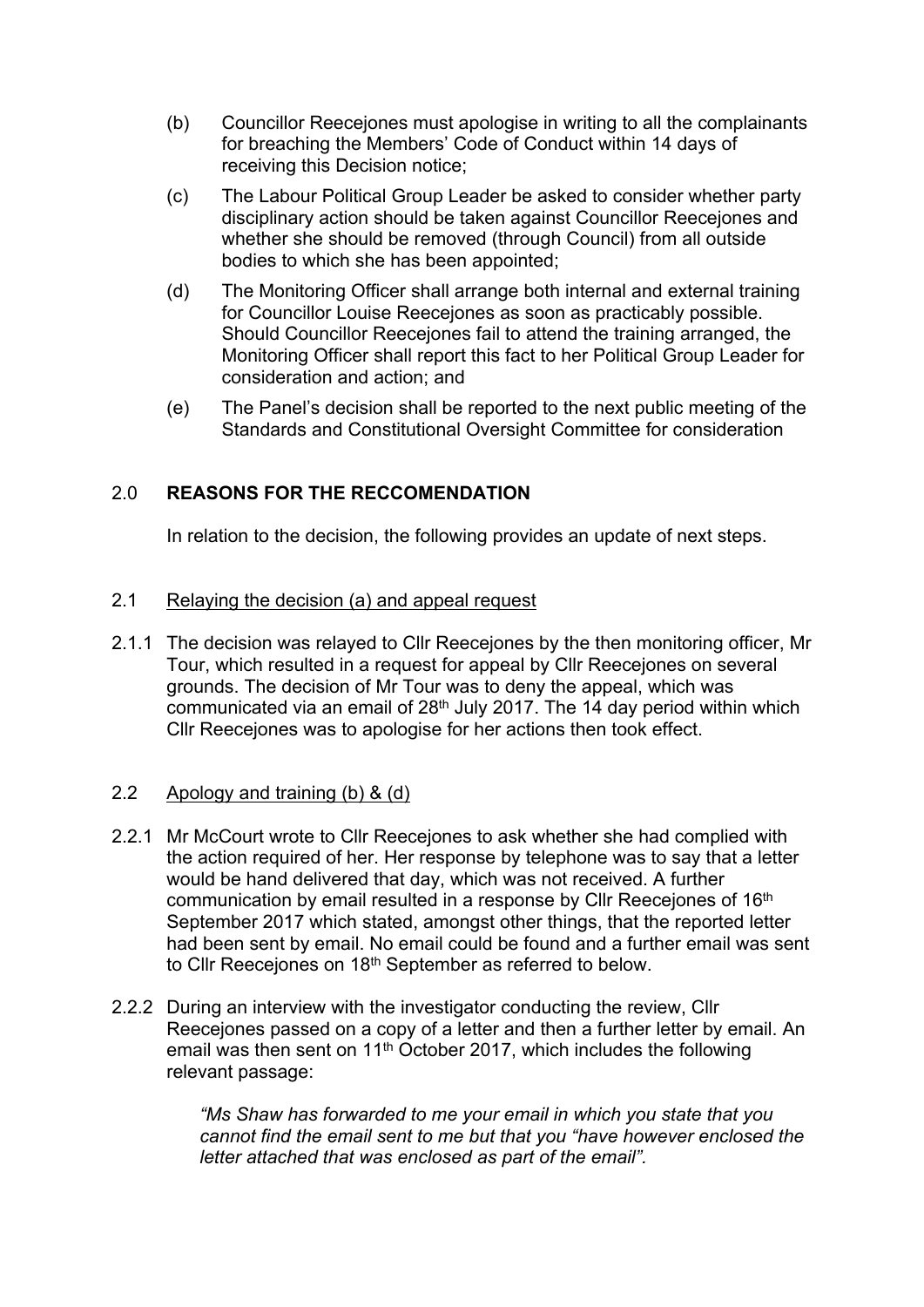(b) Councillor Reecejones must apologise in writing to all the complainants for breaching the Members' Code of Conduct within 14 days of receiving this Decision notice;

(c) The Labour Political Group Leader be asked to consider whether party disciplinary action should be taken against Councillor Reecejones and whether she should be removed (through Council) from all outside bodies to which she has been appointed;

(d) The Monitoring Officer shall arrange both internal and external training for Councillor Louise Reecejones as soon as practicably possible. Should Councillor Reecejones fail to attend the training arranged, the Monitoring Officer shall report this fact to her Political Group Leader for consideration and action; and

(e) The Panel's decision shall be reported to the next public meeting of the Standards and Constitutional Oversight Committee for consideration

## 2.0 REASONS FOR THE RECCOMENDATION

In relation to the decision, the following provides an update of next steps.

2.1 Relaying the decision (a) and appeal request

2.1.1 The decision was relayed to Cllr Reecejones by the then monitoring officer, Mr Tour, which resulted in a request for appeal by Cllr Reecejones on several grounds. The decision of Mr Tour was to deny the appeal, which was communicated via an email of 28th July 2017. The 14 day period within which Cllr Reecejones was to apologise for her actions then took effect.

2.2 Apology and training (b) & (d)

2.2.1 Mr McCourt wrote to Cllr Reecejones to ask whether she had complied with the action required of her. Her response by telephone was to say that a letter would be hand delivered that day, which was not received. A further communication by email resulted in a response by Cllr Reecejones of 16th September 2017 which stated, amongst other things, that the reported letter had been sent by email. No email could be found and a further email was sent to Cllr Reecejones on 18th September as referred to below.

2.2.2 During an interview with the investigator conducting the review, Cllr Reecejones passed on a copy of a letter and then a further letter by email. An email was then sent on 11th October 2017, which includes the following relevant passage:

> *"Ms Shaw has forwarded to me your email in which you state that you cannot find the email sent to me but that you "have however enclosed the letter attached that was enclosed as part of the email".*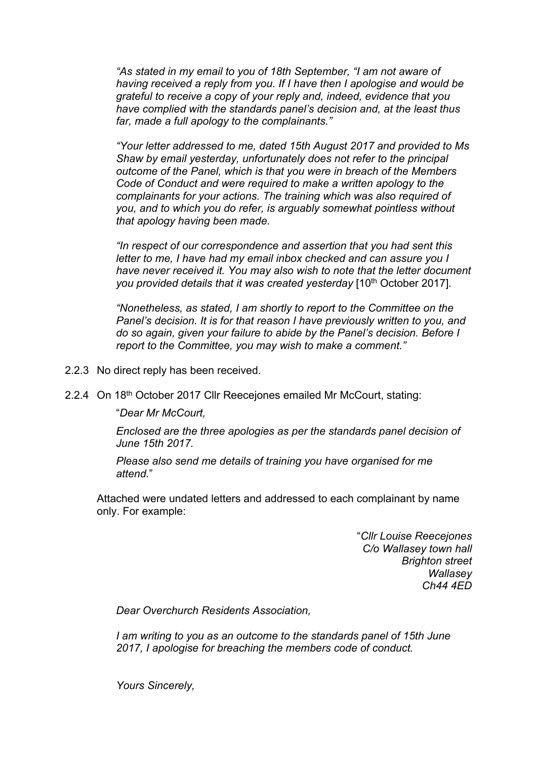*"As stated in my email to you of 18th September, "I am not aware of having received a reply from you. If I have then I apologise and would be grateful to receive a copy of your reply and, indeed, evidence that you have complied with the standards panel's decision and, at the least thus far, made a full apology to the complainants."*

*"Your letter addressed to me, dated 15th August 2017 and provided to Ms Shaw by email yesterday, unfortunately does not refer to the principal outcome of the Panel, which is that you were in breach of the Members Code of Conduct and were required to make a written apology to the complainants for your actions. The training which was also required of you, and to which you do refer, is arguably somewhat pointless without that apology having been made.*

*"In respect of our correspondence and assertion that you had sent this letter to me, I have had my email inbox checked and can assure you I have never received it. You may also wish to note that the letter document you provided details that it was created yesterday* [10th October 2017]*.*

*"Nonetheless, as stated, I am shortly to report to the Committee on the Panel's decision. It is for that reason I have previously written to you, and do so again, given your failure to abide by the Panel's decision. Before I report to the Committee, you may wish to make a comment."*

2.2.3 No direct reply has been received.

2.2.4 On 18th October 2017 Cllr Reecejones emailed Mr McCourt, stating:

"*Dear Mr McCourt,*

*Enclosed are the three apologies as per the standards panel decision of June 15th 2017.*

*Please also send me details of training you have organised for me attend.*"

Attached were undated letters and addressed to each complainant by name only. For example:

"*Cllr Louise Reecejones*
*C/o Wallasey town hall*
*Brighton street*
*Wallasey*
*Ch44 4ED*

*Dear Overchurch Residents Association,*

*I am writing to you as an outcome to the standards panel of 15th June 2017, I apologise for breaching the members code of conduct.*

*Yours Sincerely,*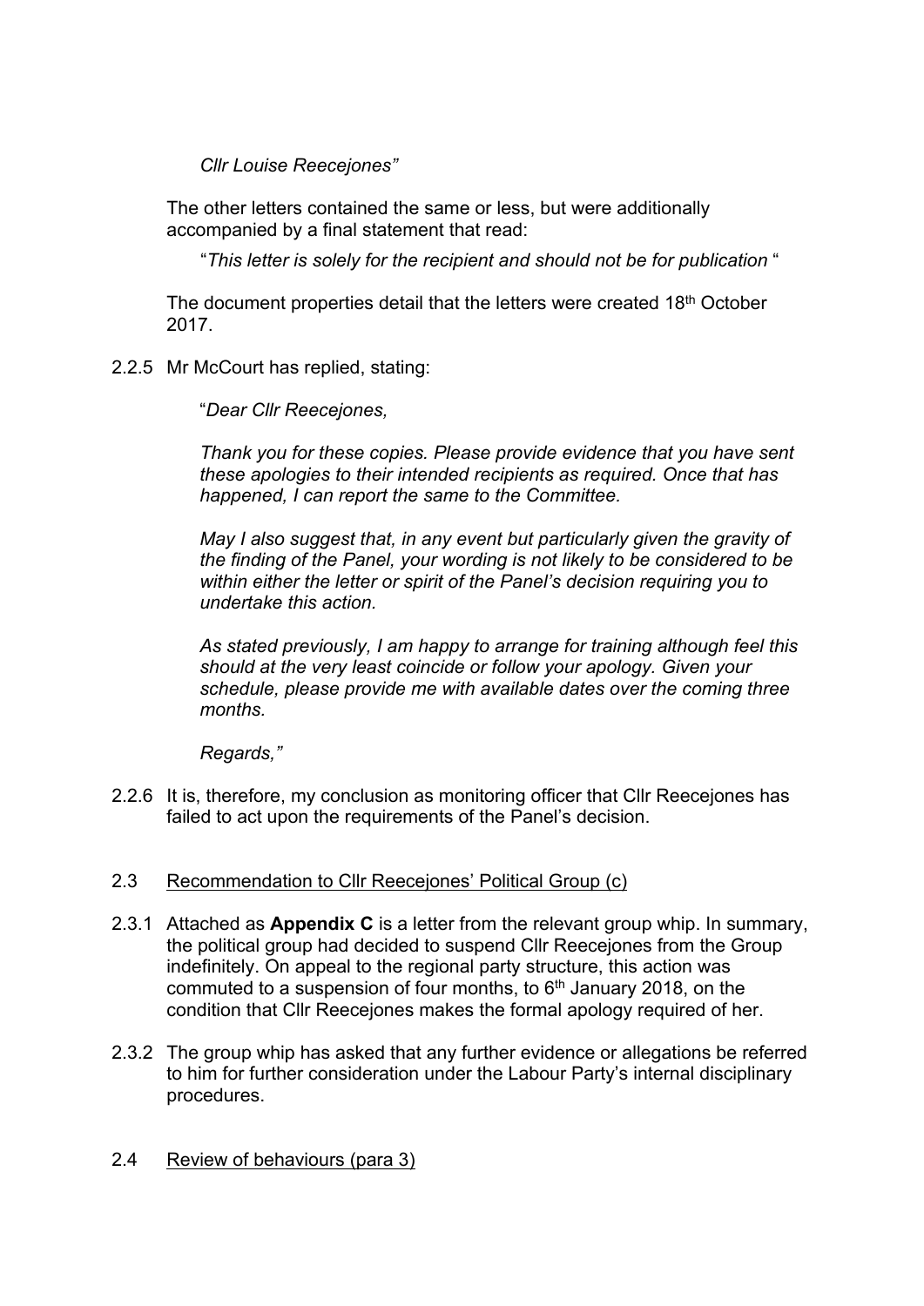*Cllr Louise Reecejones"*

The other letters contained the same or less, but were additionally accompanied by a final statement that read:

"*This letter is solely for the recipient and should not be for publication* "

The document properties detail that the letters were created 18th October 2017.

2.2.5 Mr McCourt has replied, stating:

"*Dear Cllr Reecejones,*

*Thank you for these copies. Please provide evidence that you have sent these apologies to their intended recipients as required. Once that has happened, I can report the same to the Committee.*

*May I also suggest that, in any event but particularly given the gravity of the finding of the Panel, your wording is not likely to be considered to be within either the letter or spirit of the Panel's decision requiring you to undertake this action.*

*As stated previously, I am happy to arrange for training although feel this should at the very least coincide or follow your apology. Given your schedule, please provide me with available dates over the coming three months.*

*Regards,"*

2.2.6 It is, therefore, my conclusion as monitoring officer that Cllr Reecejones has failed to act upon the requirements of the Panel's decision.

2.3 Recommendation to Cllr Reecejones' Political Group (c)

2.3.1 Attached as **Appendix C** is a letter from the relevant group whip. In summary, the political group had decided to suspend Cllr Reecejones from the Group indefinitely. On appeal to the regional party structure, this action was commuted to a suspension of four months, to 6th January 2018, on the condition that Cllr Reecejones makes the formal apology required of her.

2.3.2 The group whip has asked that any further evidence or allegations be referred to him for further consideration under the Labour Party's internal disciplinary procedures.

2.4 Review of behaviours (para 3)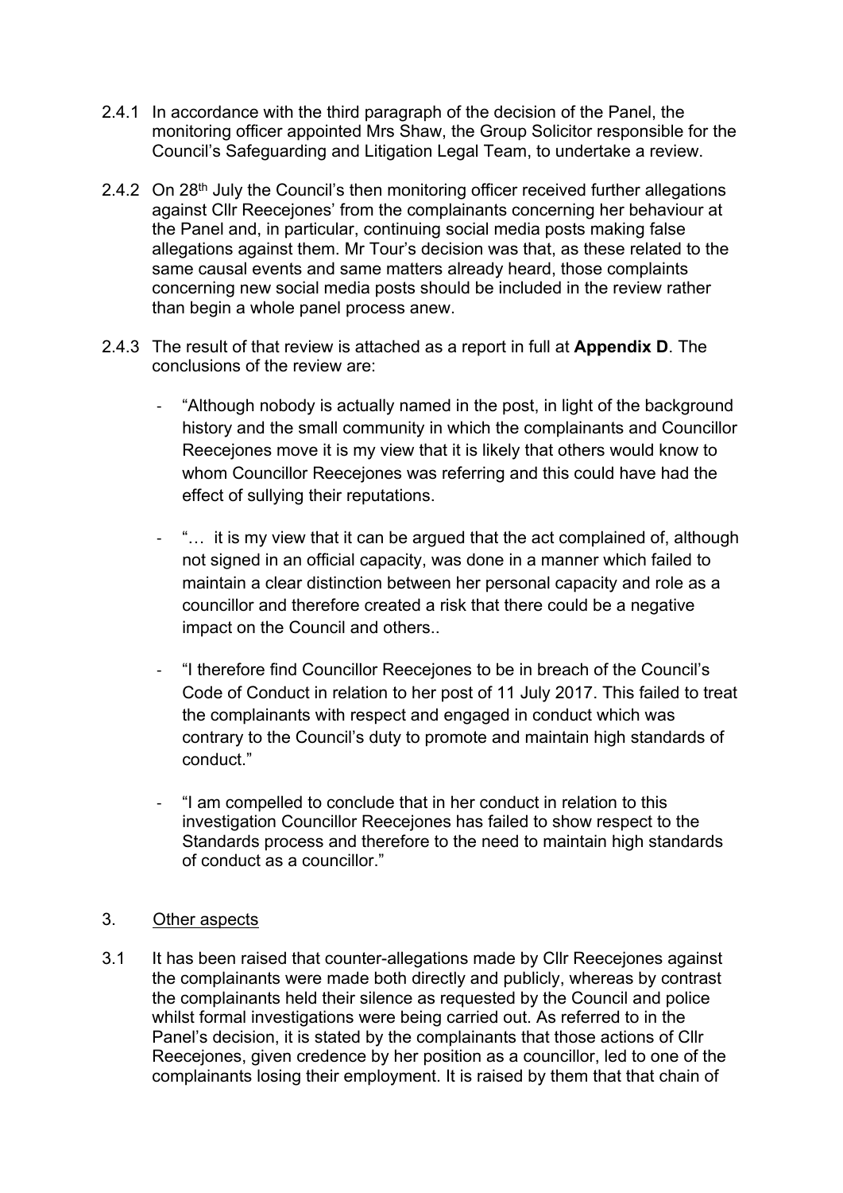2.4.1 In accordance with the third paragraph of the decision of the Panel, the monitoring officer appointed Mrs Shaw, the Group Solicitor responsible for the Council's Safeguarding and Litigation Legal Team, to undertake a review.

2.4.2 On 28th July the Council's then monitoring officer received further allegations against Cllr Reecejones' from the complainants concerning her behaviour at the Panel and, in particular, continuing social media posts making false allegations against them. Mr Tour's decision was that, as these related to the same causal events and same matters already heard, those complaints concerning new social media posts should be included in the review rather than begin a whole panel process anew.

2.4.3 The result of that review is attached as a report in full at **Appendix D**. The conclusions of the review are:

- "Although nobody is actually named in the post, in light of the background history and the small community in which the complainants and Councillor Reecejones move it is my view that it is likely that others would know to whom Councillor Reecejones was referring and this could have had the effect of sullying their reputations.

- "… it is my view that it can be argued that the act complained of, although not signed in an official capacity, was done in a manner which failed to maintain a clear distinction between her personal capacity and role as a councillor and therefore created a risk that there could be a negative impact on the Council and others..

- "I therefore find Councillor Reecejones to be in breach of the Council's Code of Conduct in relation to her post of 11 July 2017. This failed to treat the complainants with respect and engaged in conduct which was contrary to the Council's duty to promote and maintain high standards of conduct."

- "I am compelled to conclude that in her conduct in relation to this investigation Councillor Reecejones has failed to show respect to the Standards process and therefore to the need to maintain high standards of conduct as a councillor."

3. Other aspects

3.1 It has been raised that counter-allegations made by Cllr Reecejones against the complainants were made both directly and publicly, whereas by contrast the complainants held their silence as requested by the Council and police whilst formal investigations were being carried out. As referred to in the Panel's decision, it is stated by the complainants that those actions of Cllr Reecejones, given credence by her position as a councillor, led to one of the complainants losing their employment. It is raised by them that that chain of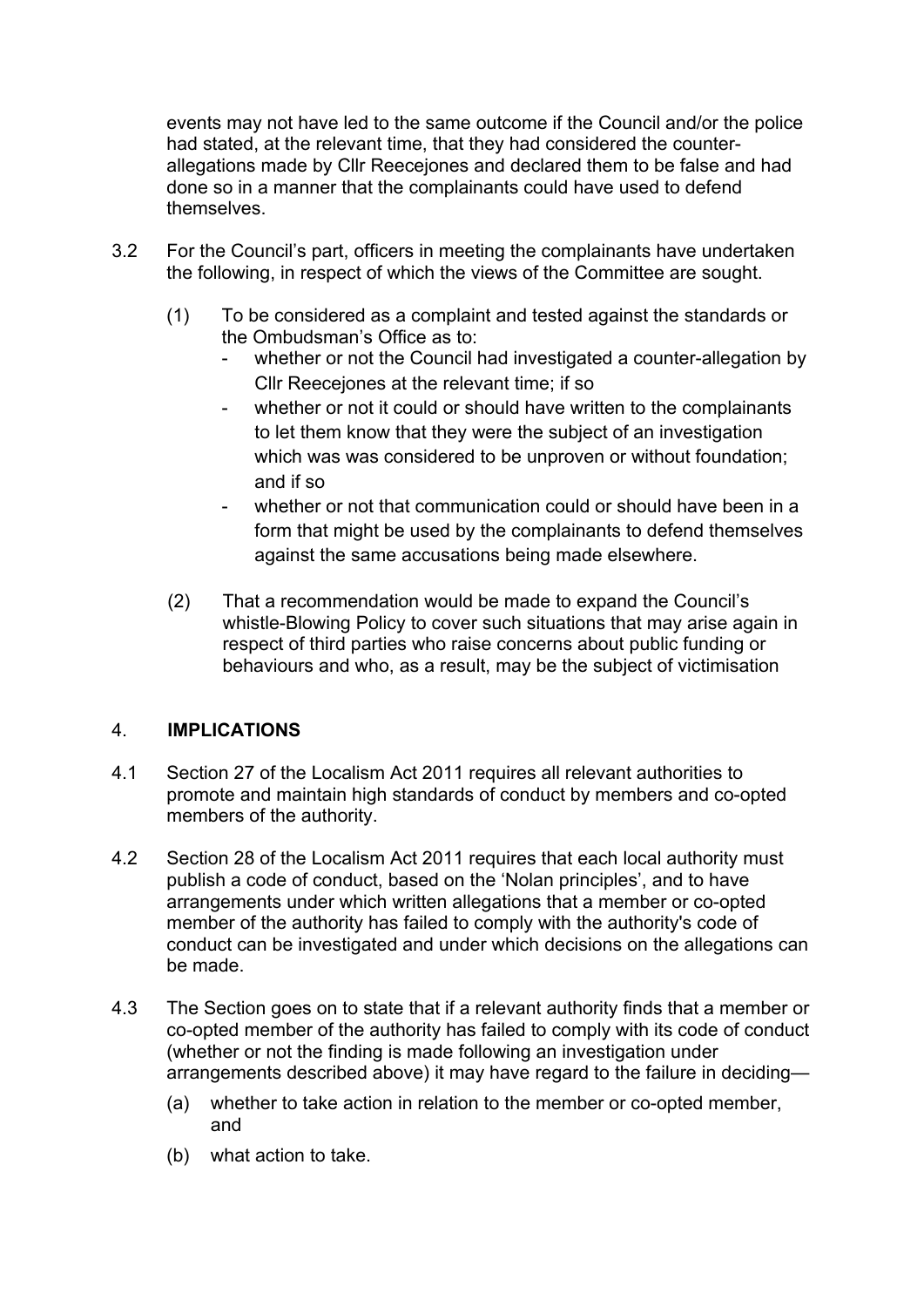events may not have led to the same outcome if the Council and/or the police had stated, at the relevant time, that they had considered the counter-allegations made by Cllr Reecejones and declared them to be false and had done so in a manner that the complainants could have used to defend themselves.

3.2 For the Council's part, officers in meeting the complainants have undertaken the following, in respect of which the views of the Committee are sought.

(1) To be considered as a complaint and tested against the standards or the Ombudsman's Office as to:
- whether or not the Council had investigated a counter-allegation by Cllr Reecejones at the relevant time; if so
- whether or not it could or should have written to the complainants to let them know that they were the subject of an investigation which was was considered to be unproven or without foundation; and if so
- whether or not that communication could or should have been in a form that might be used by the complainants to defend themselves against the same accusations being made elsewhere.

(2) That a recommendation would be made to expand the Council's whistle-Blowing Policy to cover such situations that may arise again in respect of third parties who raise concerns about public funding or behaviours and who, as a result, may be the subject of victimisation

## 4. IMPLICATIONS

4.1 Section 27 of the Localism Act 2011 requires all relevant authorities to promote and maintain high standards of conduct by members and co-opted members of the authority.

4.2 Section 28 of the Localism Act 2011 requires that each local authority must publish a code of conduct, based on the 'Nolan principles', and to have arrangements under which written allegations that a member or co-opted member of the authority has failed to comply with the authority's code of conduct can be investigated and under which decisions on the allegations can be made.

4.3 The Section goes on to state that if a relevant authority finds that a member or co-opted member of the authority has failed to comply with its code of conduct (whether or not the finding is made following an investigation under arrangements described above) it may have regard to the failure in deciding—

(a) whether to take action in relation to the member or co-opted member, and

(b) what action to take.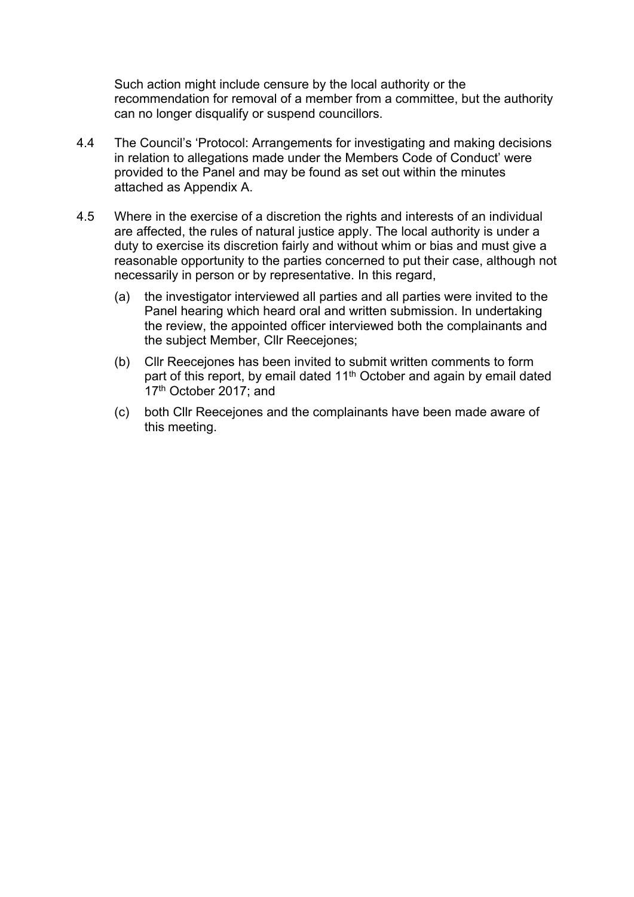Such action might include censure by the local authority or the recommendation for removal of a member from a committee, but the authority can no longer disqualify or suspend councillors.

4.4 The Council's 'Protocol: Arrangements for investigating and making decisions in relation to allegations made under the Members Code of Conduct' were provided to the Panel and may be found as set out within the minutes attached as Appendix A.

4.5 Where in the exercise of a discretion the rights and interests of an individual are affected, the rules of natural justice apply. The local authority is under a duty to exercise its discretion fairly and without whim or bias and must give a reasonable opportunity to the parties concerned to put their case, although not necessarily in person or by representative. In this regard,

(a) the investigator interviewed all parties and all parties were invited to the Panel hearing which heard oral and written submission. In undertaking the review, the appointed officer interviewed both the complainants and the subject Member, Cllr Reecejones;

(b) Cllr Reecejones has been invited to submit written comments to form part of this report, by email dated 11th October and again by email dated 17th October 2017; and

(c) both Cllr Reecejones and the complainants have been made aware of this meeting.